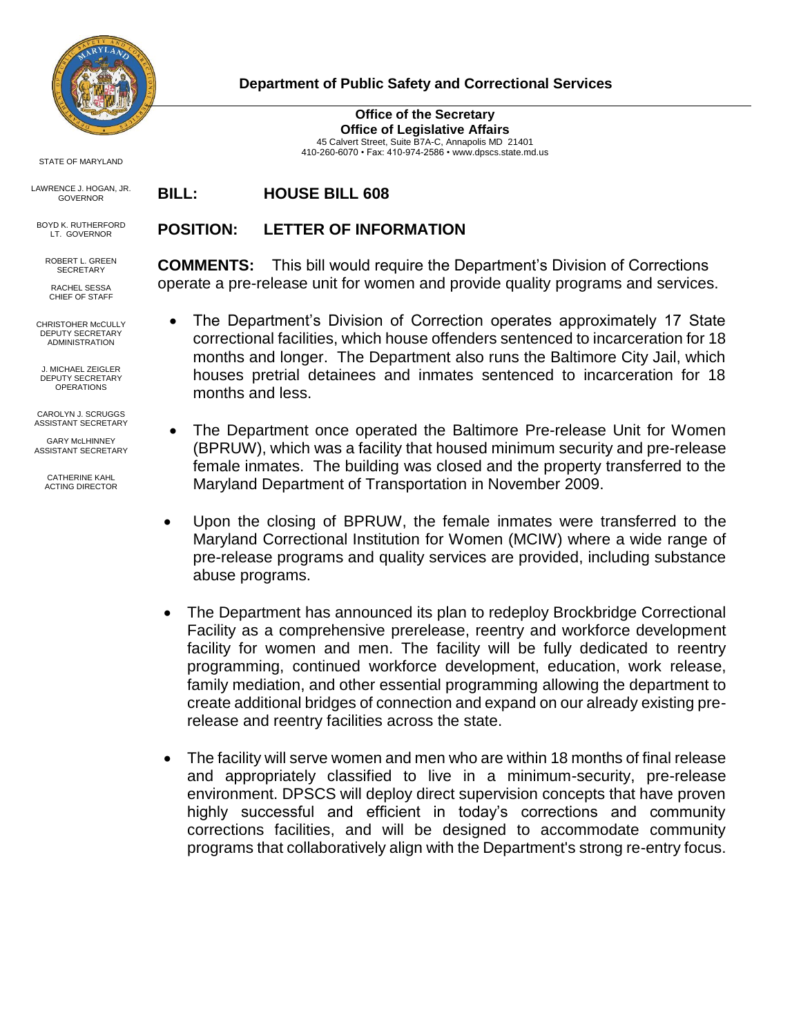**Department of Public Safety and Correctional Services**

**Office of the Secretary**
**Office of Legislative Affairs**
45 Calvert Street, Suite B7A-C, Annapolis MD 21401
410-260-6070 • Fax: 410-974-2586 • www.dpscs.state.md.us

STATE OF MARYLAND

LAWRENCE J. HOGAN, JR.
GOVERNOR

BOYD K. RUTHERFORD
LT. GOVERNOR

ROBERT L. GREEN
SECRETARY

RACHEL SESSA
CHIEF OF STAFF

CHRISTOHER McCULLY
DEPUTY SECRETARY
ADMINISTRATION

J. MICHAEL ZEIGLER
DEPUTY SECRETARY
OPERATIONS

CAROLYN J. SCRUGGS
ASSISTANT SECRETARY

GARY McLHINNEY
ASSISTANT SECRETARY

CATHERINE KAHL
ACTING DIRECTOR

**BILL: HOUSE BILL 608**

**POSITION: LETTER OF INFORMATION**

**COMMENTS:** This bill would require the Department's Division of Corrections operate a pre-release unit for women and provide quality programs and services.

- The Department's Division of Correction operates approximately 17 State correctional facilities, which house offenders sentenced to incarceration for 18 months and longer. The Department also runs the Baltimore City Jail, which houses pretrial detainees and inmates sentenced to incarceration for 18 months and less.

- The Department once operated the Baltimore Pre-release Unit for Women (BPRUW), which was a facility that housed minimum security and pre-release female inmates. The building was closed and the property transferred to the Maryland Department of Transportation in November 2009.

- Upon the closing of BPRUW, the female inmates were transferred to the Maryland Correctional Institution for Women (MCIW) where a wide range of pre-release programs and quality services are provided, including substance abuse programs.

- The Department has announced its plan to redeploy Brockbridge Correctional Facility as a comprehensive prerelease, reentry and workforce development facility for women and men. The facility will be fully dedicated to reentry programming, continued workforce development, education, work release, family mediation, and other essential programming allowing the department to create additional bridges of connection and expand on our already existing pre-release and reentry facilities across the state.

- The facility will serve women and men who are within 18 months of final release and appropriately classified to live in a minimum-security, pre-release environment. DPSCS will deploy direct supervision concepts that have proven highly successful and efficient in today's corrections and community corrections facilities, and will be designed to accommodate community programs that collaboratively align with the Department's strong re-entry focus.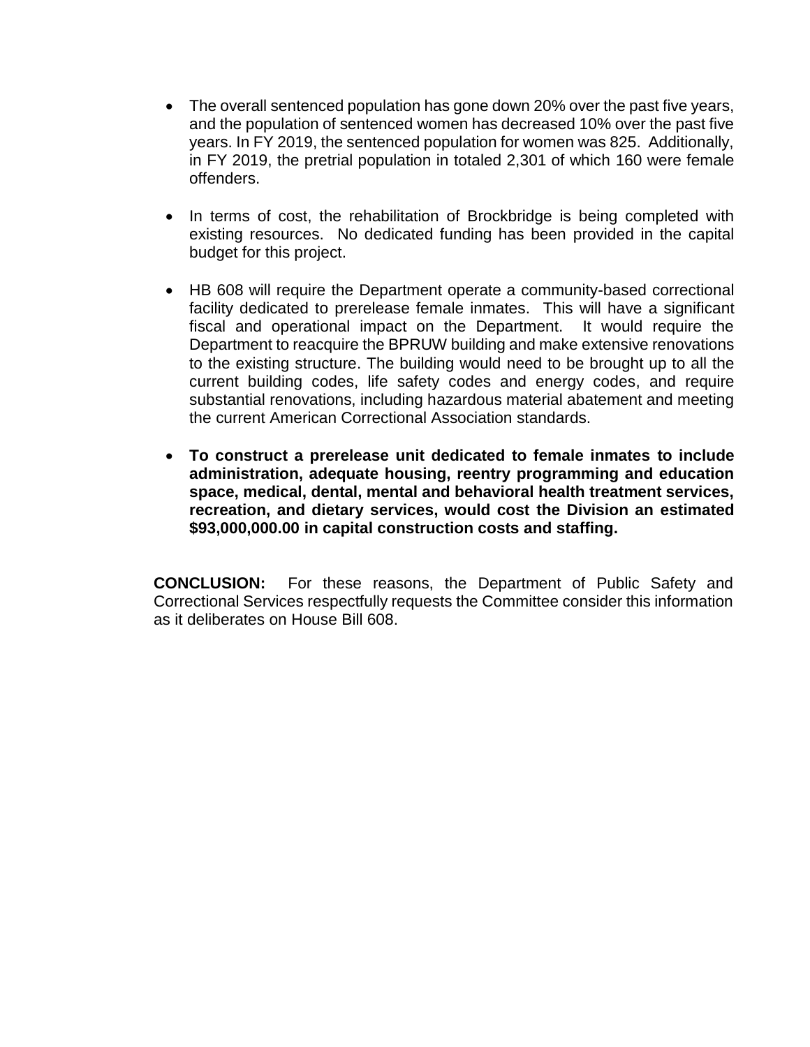- The overall sentenced population has gone down 20% over the past five years, and the population of sentenced women has decreased 10% over the past five years. In FY 2019, the sentenced population for women was 825. Additionally, in FY 2019, the pretrial population in totaled 2,301 of which 160 were female offenders.

- In terms of cost, the rehabilitation of Brockbridge is being completed with existing resources. No dedicated funding has been provided in the capital budget for this project.

- HB 608 will require the Department operate a community-based correctional facility dedicated to prerelease female inmates. This will have a significant fiscal and operational impact on the Department. It would require the Department to reacquire the BPRUW building and make extensive renovations to the existing structure. The building would need to be brought up to all the current building codes, life safety codes and energy codes, and require substantial renovations, including hazardous material abatement and meeting the current American Correctional Association standards.

- **To construct a prerelease unit dedicated to female inmates to include administration, adequate housing, reentry programming and education space, medical, dental, mental and behavioral health treatment services, recreation, and dietary services, would cost the Division an estimated $93,000,000.00 in capital construction costs and staffing.**

**CONCLUSION:** For these reasons, the Department of Public Safety and Correctional Services respectfully requests the Committee consider this information as it deliberates on House Bill 608.